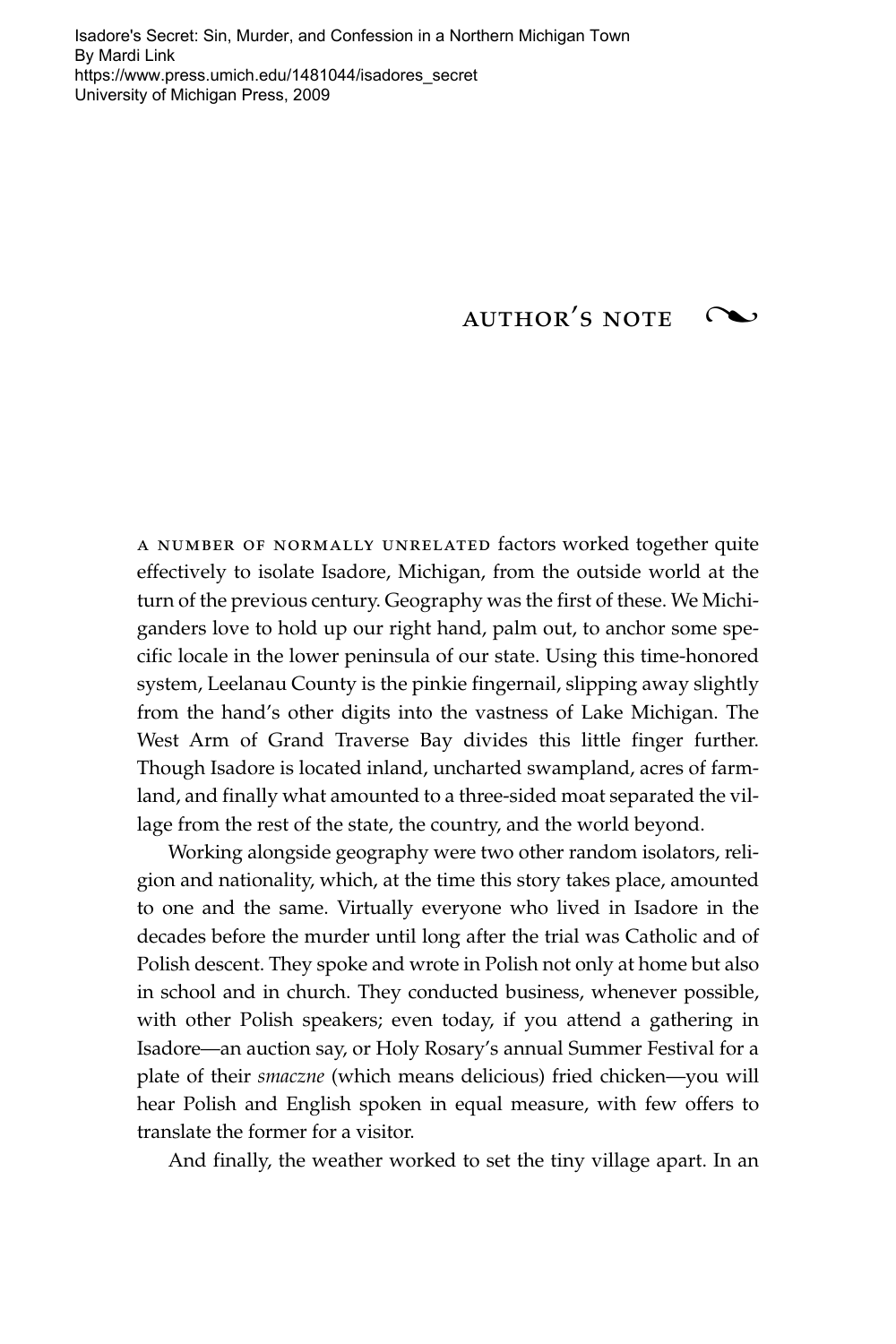Isadore's Secret: Sin, Murder, and Confession in a Northern Michigan Town
By Mardi Link
https://www.press.umich.edu/1481044/isadores_secret
University of Michigan Press, 2009

# AUTHOR'S NOTE

A NUMBER OF NORMALLY UNRELATED factors worked together quite effectively to isolate Isadore, Michigan, from the outside world at the turn of the previous century. Geography was the first of these. We Michiganders love to hold up our right hand, palm out, to anchor some specific locale in the lower peninsula of our state. Using this time-honored system, Leelanau County is the pinkie fingernail, slipping away slightly from the hand's other digits into the vastness of Lake Michigan. The West Arm of Grand Traverse Bay divides this little finger further. Though Isadore is located inland, uncharted swampland, acres of farmland, and finally what amounted to a three-sided moat separated the village from the rest of the state, the country, and the world beyond.

Working alongside geography were two other random isolators, religion and nationality, which, at the time this story takes place, amounted to one and the same. Virtually everyone who lived in Isadore in the decades before the murder until long after the trial was Catholic and of Polish descent. They spoke and wrote in Polish not only at home but also in school and in church. They conducted business, whenever possible, with other Polish speakers; even today, if you attend a gathering in Isadore—an auction say, or Holy Rosary's annual Summer Festival for a plate of their *smaczne* (which means delicious) fried chicken—you will hear Polish and English spoken in equal measure, with few offers to translate the former for a visitor.

And finally, the weather worked to set the tiny village apart. In an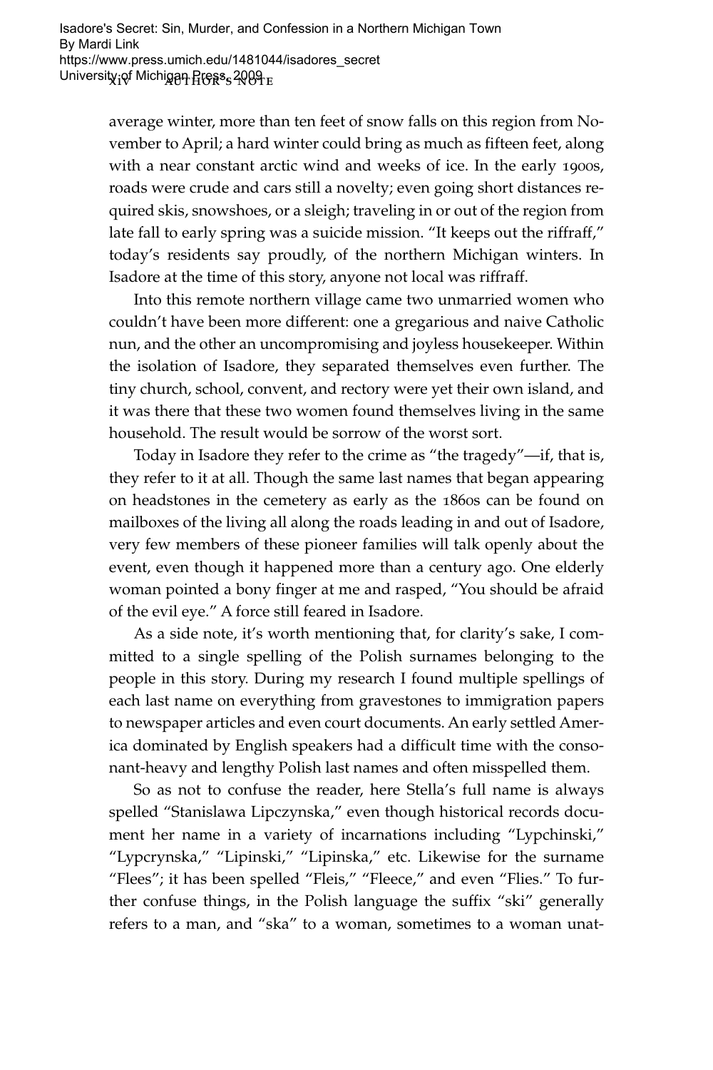average winter, more than ten feet of snow falls on this region from November to April; a hard winter could bring as much as fifteen feet, along with a near constant arctic wind and weeks of ice. In the early 1900s, roads were crude and cars still a novelty; even going short distances required skis, snowshoes, or a sleigh; traveling in or out of the region from late fall to early spring was a suicide mission. "It keeps out the riffraff," today's residents say proudly, of the northern Michigan winters. In Isadore at the time of this story, anyone not local was riffraff.

Into this remote northern village came two unmarried women who couldn't have been more different: one a gregarious and naive Catholic nun, and the other an uncompromising and joyless housekeeper. Within the isolation of Isadore, they separated themselves even further. The tiny church, school, convent, and rectory were yet their own island, and it was there that these two women found themselves living in the same household. The result would be sorrow of the worst sort.

Today in Isadore they refer to the crime as "the tragedy"—if, that is, they refer to it at all. Though the same last names that began appearing on headstones in the cemetery as early as the 1860s can be found on mailboxes of the living all along the roads leading in and out of Isadore, very few members of these pioneer families will talk openly about the event, even though it happened more than a century ago. One elderly woman pointed a bony finger at me and rasped, "You should be afraid of the evil eye." A force still feared in Isadore.

As a side note, it's worth mentioning that, for clarity's sake, I committed to a single spelling of the Polish surnames belonging to the people in this story. During my research I found multiple spellings of each last name on everything from gravestones to immigration papers to newspaper articles and even court documents. An early settled America dominated by English speakers had a difficult time with the consonant-heavy and lengthy Polish last names and often misspelled them.

So as not to confuse the reader, here Stella's full name is always spelled "Stanislawa Lipczynska," even though historical records document her name in a variety of incarnations including "Lypchinski," "Lypcrynska," "Lipinski," "Lipinska," etc. Likewise for the surname "Flees"; it has been spelled "Fleis," "Fleece," and even "Flies." To further confuse things, in the Polish language the suffix "ski" generally refers to a man, and "ska" to a woman, sometimes to a woman unat-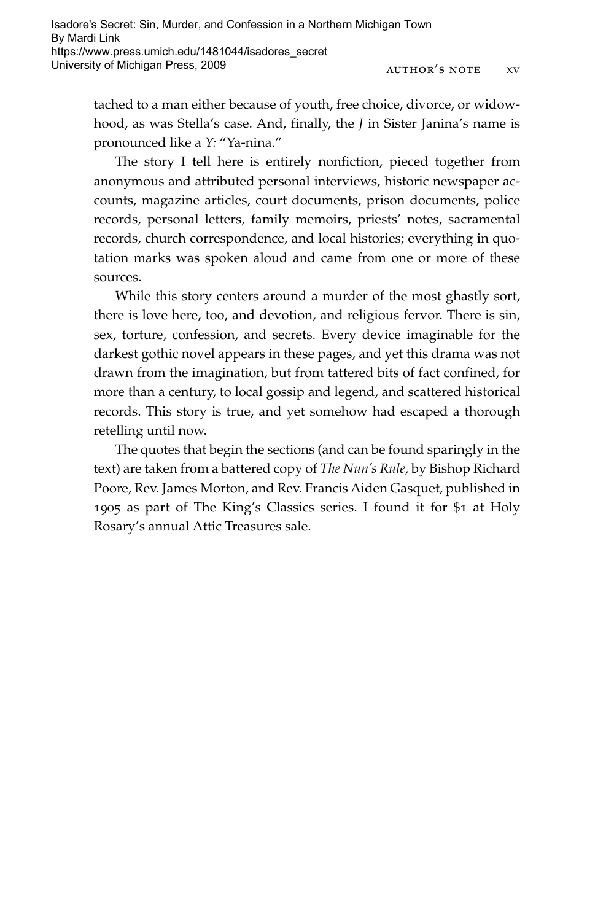tached to a man either because of youth, free choice, divorce, or widowhood, as was Stella's case. And, finally, the *J* in Sister Janina's name is pronounced like a *Y:* "Ya-nina."

The story I tell here is entirely nonfiction, pieced together from anonymous and attributed personal interviews, historic newspaper accounts, magazine articles, court documents, prison documents, police records, personal letters, family memoirs, priests' notes, sacramental records, church correspondence, and local histories; everything in quotation marks was spoken aloud and came from one or more of these sources.

While this story centers around a murder of the most ghastly sort, there is love here, too, and devotion, and religious fervor. There is sin, sex, torture, confession, and secrets. Every device imaginable for the darkest gothic novel appears in these pages, and yet this drama was not drawn from the imagination, but from tattered bits of fact confined, for more than a century, to local gossip and legend, and scattered historical records. This story is true, and yet somehow had escaped a thorough retelling until now.

The quotes that begin the sections (and can be found sparingly in the text) are taken from a battered copy of *The Nun's Rule,* by Bishop Richard Poore, Rev. James Morton, and Rev. Francis Aiden Gasquet, published in 1905 as part of The King's Classics series. I found it for $1 at Holy Rosary's annual Attic Treasures sale.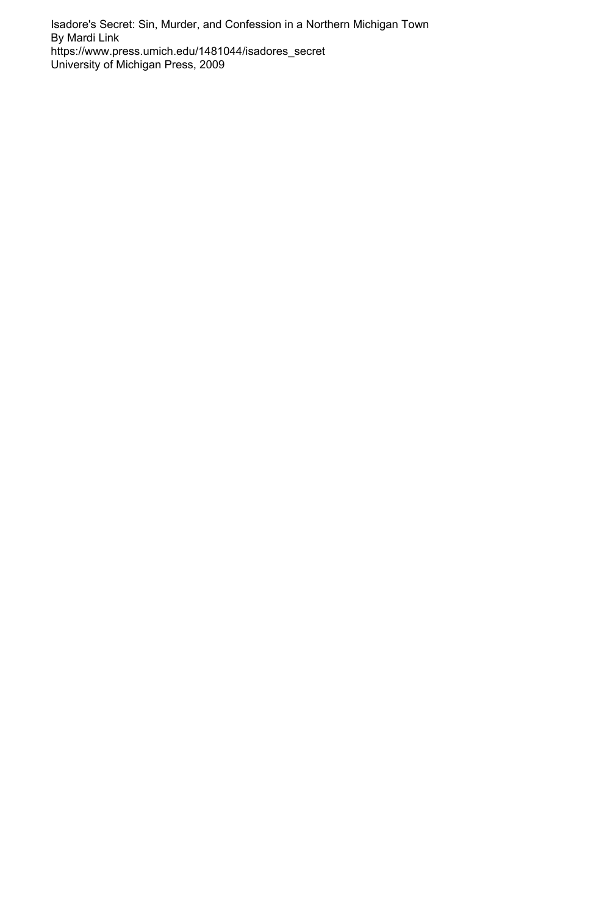Isadore's Secret: Sin, Murder, and Confession in a Northern Michigan Town
By Mardi Link
https://www.press.umich.edu/1481044/isadores_secret
University of Michigan Press, 2009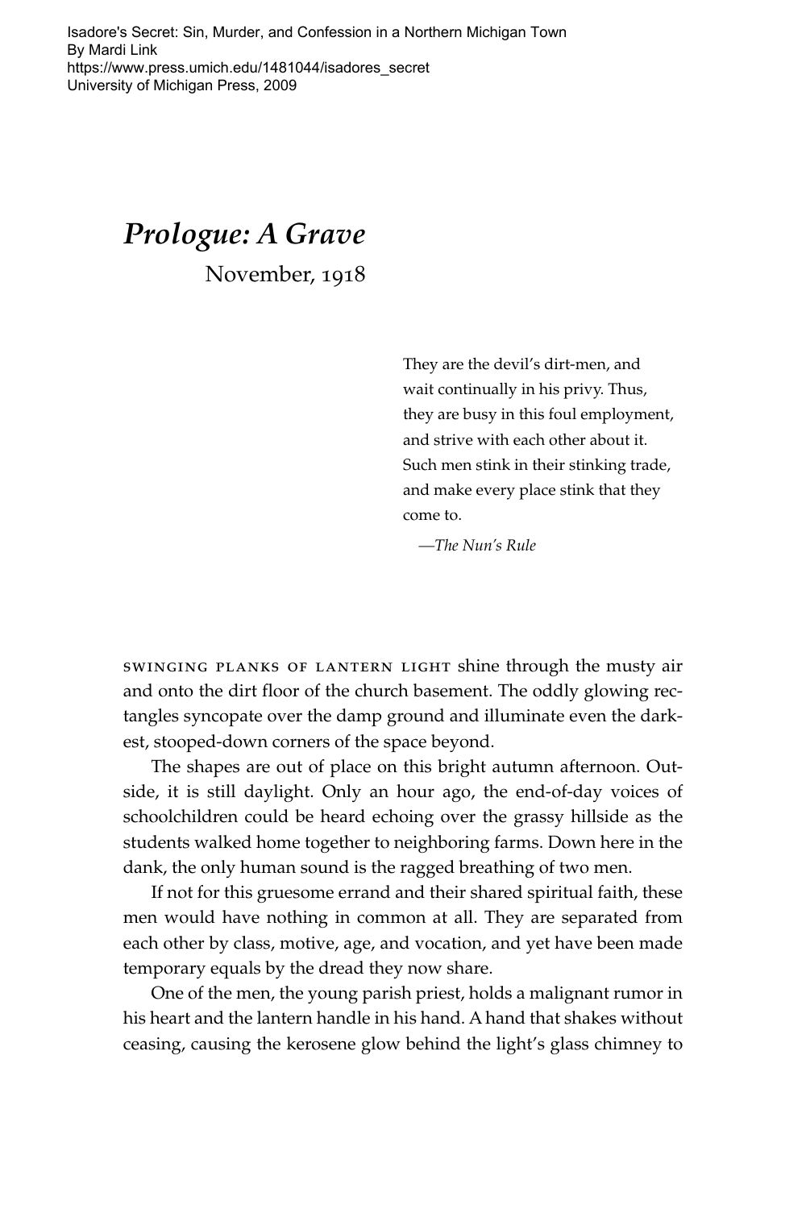# *Prologue: A Grave*

November, 1918

> They are the devil's dirt-men, and wait continually in his privy. Thus, they are busy in this foul employment, and strive with each other about it. Such men stink in their stinking trade, and make every place stink that they come to.
>
> —*The Nun's Rule*

SWINGING PLANKS OF LANTERN LIGHT shine through the musty air and onto the dirt floor of the church basement. The oddly glowing rectangles syncopate over the damp ground and illuminate even the darkest, stooped-down corners of the space beyond.

The shapes are out of place on this bright autumn afternoon. Outside, it is still daylight. Only an hour ago, the end-of-day voices of schoolchildren could be heard echoing over the grassy hillside as the students walked home together to neighboring farms. Down here in the dank, the only human sound is the ragged breathing of two men.

If not for this gruesome errand and their shared spiritual faith, these men would have nothing in common at all. They are separated from each other by class, motive, age, and vocation, and yet have been made temporary equals by the dread they now share.

One of the men, the young parish priest, holds a malignant rumor in his heart and the lantern handle in his hand. A hand that shakes without ceasing, causing the kerosene glow behind the light's glass chimney to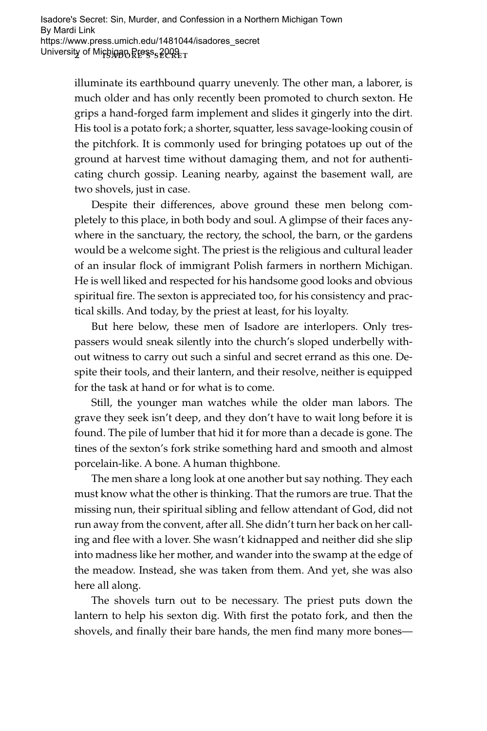illuminate its earthbound quarry unevenly. The other man, a laborer, is much older and has only recently been promoted to church sexton. He grips a hand-forged farm implement and slides it gingerly into the dirt. His tool is a potato fork; a shorter, squatter, less savage-looking cousin of the pitchfork. It is commonly used for bringing potatoes up out of the ground at harvest time without damaging them, and not for authenticating church gossip. Leaning nearby, against the basement wall, are two shovels, just in case.

Despite their differences, above ground these men belong completely to this place, in both body and soul. A glimpse of their faces anywhere in the sanctuary, the rectory, the school, the barn, or the gardens would be a welcome sight. The priest is the religious and cultural leader of an insular flock of immigrant Polish farmers in northern Michigan. He is well liked and respected for his handsome good looks and obvious spiritual fire. The sexton is appreciated too, for his consistency and practical skills. And today, by the priest at least, for his loyalty.

But here below, these men of Isadore are interlopers. Only trespassers would sneak silently into the church's sloped underbelly without witness to carry out such a sinful and secret errand as this one. Despite their tools, and their lantern, and their resolve, neither is equipped for the task at hand or for what is to come.

Still, the younger man watches while the older man labors. The grave they seek isn't deep, and they don't have to wait long before it is found. The pile of lumber that hid it for more than a decade is gone. The tines of the sexton's fork strike something hard and smooth and almost porcelain-like. A bone. A human thighbone.

The men share a long look at one another but say nothing. They each must know what the other is thinking. That the rumors are true. That the missing nun, their spiritual sibling and fellow attendant of God, did not run away from the convent, after all. She didn't turn her back on her calling and flee with a lover. She wasn't kidnapped and neither did she slip into madness like her mother, and wander into the swamp at the edge of the meadow. Instead, she was taken from them. And yet, she was also here all along.

The shovels turn out to be necessary. The priest puts down the lantern to help his sexton dig. With first the potato fork, and then the shovels, and finally their bare hands, the men find many more bones—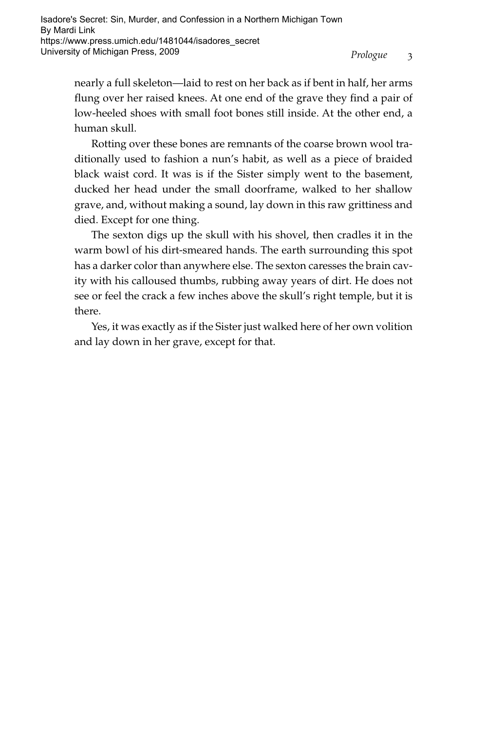nearly a full skeleton—laid to rest on her back as if bent in half, her arms flung over her raised knees. At one end of the grave they find a pair of low-heeled shoes with small foot bones still inside. At the other end, a human skull.

Rotting over these bones are remnants of the coarse brown wool traditionally used to fashion a nun's habit, as well as a piece of braided black waist cord. It was is if the Sister simply went to the basement, ducked her head under the small doorframe, walked to her shallow grave, and, without making a sound, lay down in this raw grittiness and died. Except for one thing.

The sexton digs up the skull with his shovel, then cradles it in the warm bowl of his dirt-smeared hands. The earth surrounding this spot has a darker color than anywhere else. The sexton caresses the brain cavity with his calloused thumbs, rubbing away years of dirt. He does not see or feel the crack a few inches above the skull's right temple, but it is there.

Yes, it was exactly as if the Sister just walked here of her own volition and lay down in her grave, except for that.